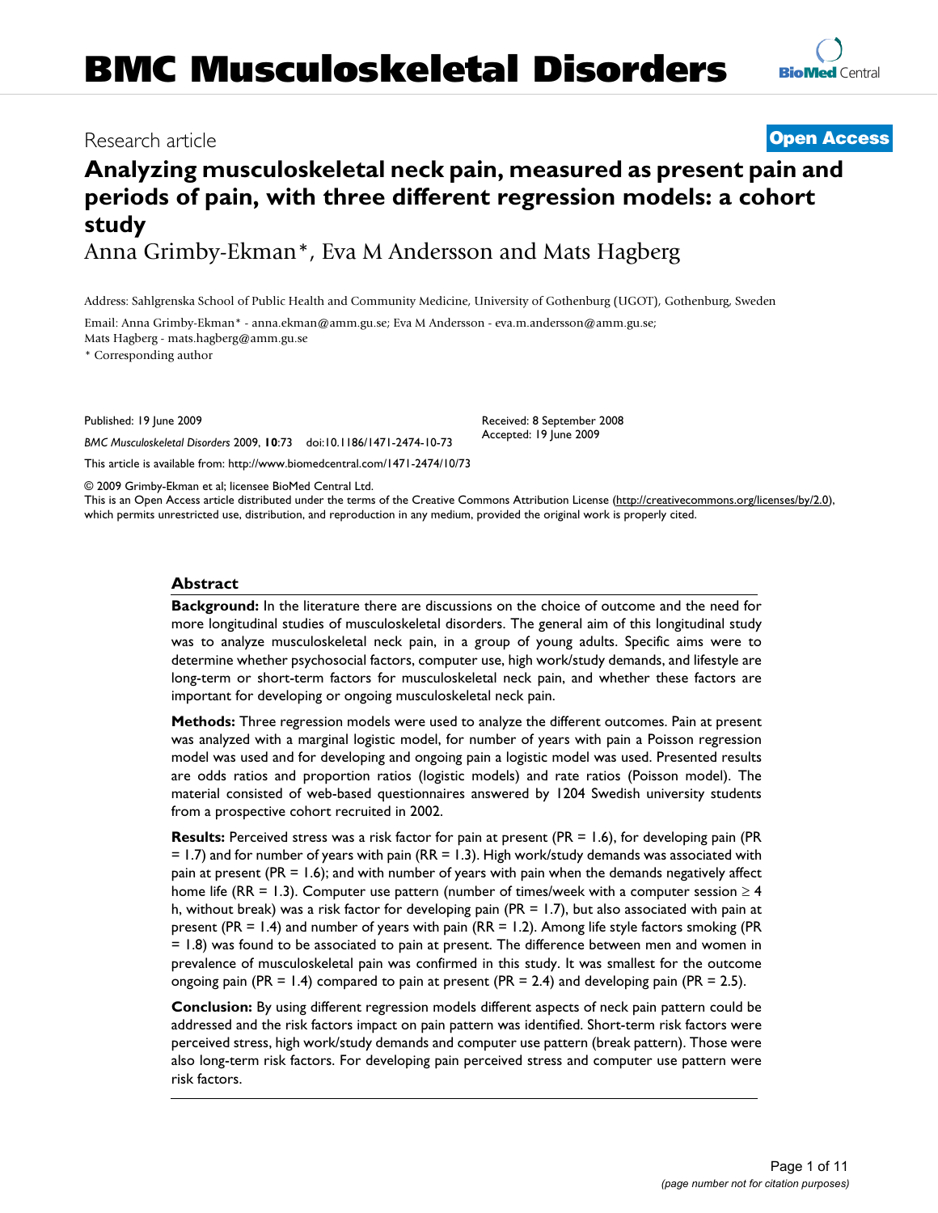# BMC Musculoskeletal Disorders

Research article **Open Access**

# Analyzing musculoskeletal neck pain, measured as present pain and periods of pain, with three different regression models: a cohort study

Anna Grimby-Ekman*, Eva M Andersson and Mats Hagberg

Address: Sahlgrenska School of Public Health and Community Medicine, University of Gothenburg (UGOT), Gothenburg, Sweden

Email: Anna Grimby-Ekman* - anna.ekman@amm.gu.se; Eva M Andersson - eva.m.andersson@amm.gu.se; Mats Hagberg - mats.hagberg@amm.gu.se

\* Corresponding author

Published: 19 June 2009

*BMC Musculoskeletal Disorders* 2009, **10**:73 doi:10.1186/1471-2474-10-73

Received: 8 September 2008
Accepted: 19 June 2009

This article is available from: http://www.biomedcentral.com/1471-2474/10/73

© 2009 Grimby-Ekman et al; licensee BioMed Central Ltd.
This is an Open Access article distributed under the terms of the Creative Commons Attribution License (http://creativecommons.org/licenses/by/2.0), which permits unrestricted use, distribution, and reproduction in any medium, provided the original work is properly cited.

## Abstract

**Background:** In the literature there are discussions on the choice of outcome and the need for more longitudinal studies of musculoskeletal disorders. The general aim of this longitudinal study was to analyze musculoskeletal neck pain, in a group of young adults. Specific aims were to determine whether psychosocial factors, computer use, high work/study demands, and lifestyle are long-term or short-term factors for musculoskeletal neck pain, and whether these factors are important for developing or ongoing musculoskeletal neck pain.

**Methods:** Three regression models were used to analyze the different outcomes. Pain at present was analyzed with a marginal logistic model, for number of years with pain a Poisson regression model was used and for developing and ongoing pain a logistic model was used. Presented results are odds ratios and proportion ratios (logistic models) and rate ratios (Poisson model). The material consisted of web-based questionnaires answered by 1204 Swedish university students from a prospective cohort recruited in 2002.

**Results:** Perceived stress was a risk factor for pain at present (PR = 1.6), for developing pain (PR = 1.7) and for number of years with pain (RR = 1.3). High work/study demands was associated with pain at present (PR = 1.6); and with number of years with pain when the demands negatively affect home life (RR = 1.3). Computer use pattern (number of times/week with a computer session ≥ 4 h, without break) was a risk factor for developing pain (PR = 1.7), but also associated with pain at present (PR = 1.4) and number of years with pain (RR = 1.2). Among life style factors smoking (PR = 1.8) was found to be associated to pain at present. The difference between men and women in prevalence of musculoskeletal pain was confirmed in this study. It was smallest for the outcome ongoing pain (PR = 1.4) compared to pain at present (PR = 2.4) and developing pain (PR = 2.5).

**Conclusion:** By using different regression models different aspects of neck pain pattern could be addressed and the risk factors impact on pain pattern was identified. Short-term risk factors were perceived stress, high work/study demands and computer use pattern (break pattern). Those were also long-term risk factors. For developing pain perceived stress and computer use pattern were risk factors.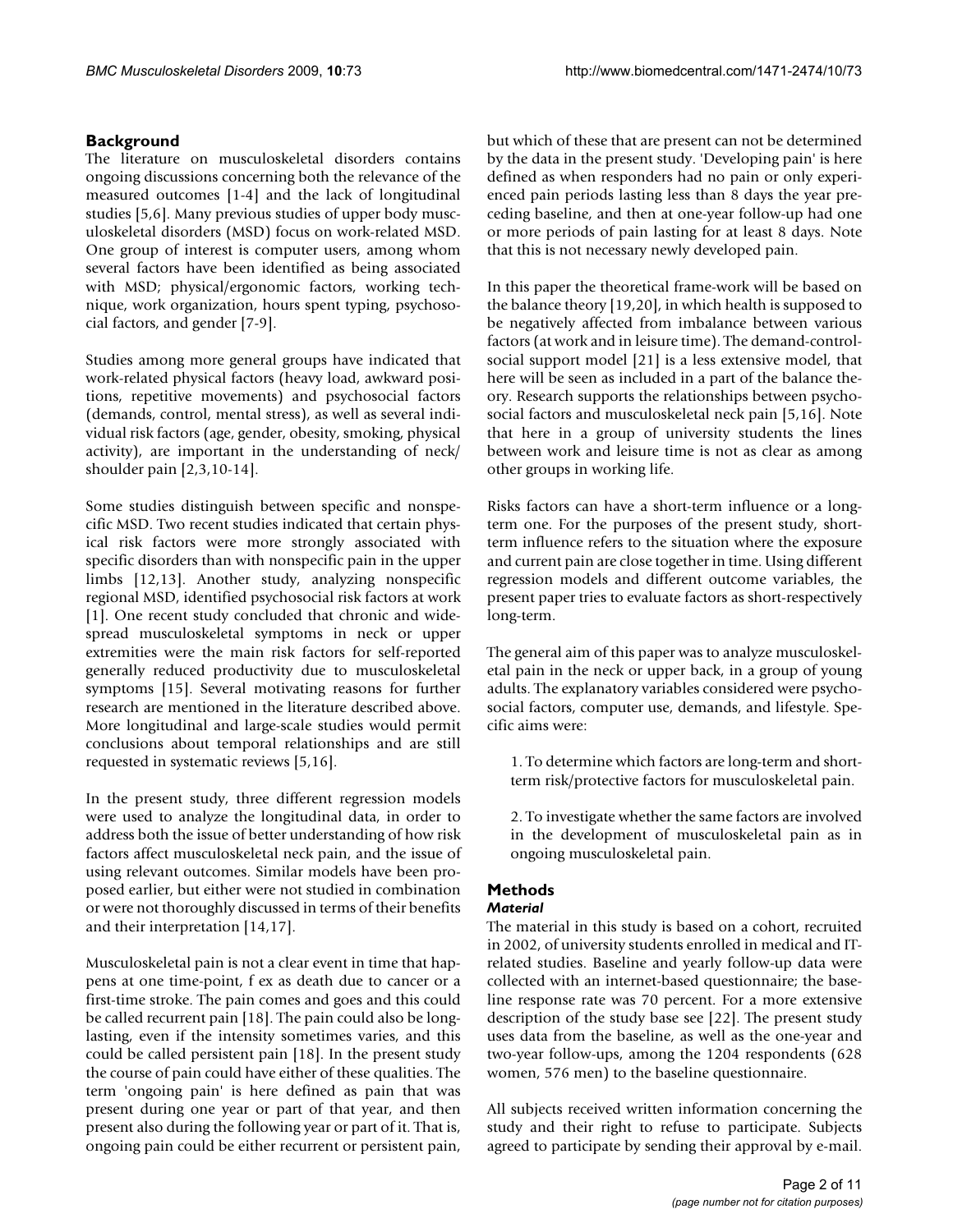## Background

The literature on musculoskeletal disorders contains ongoing discussions concerning both the relevance of the measured outcomes [1-4] and the lack of longitudinal studies [5,6]. Many previous studies of upper body musculoskeletal disorders (MSD) focus on work-related MSD. One group of interest is computer users, among whom several factors have been identified as being associated with MSD; physical/ergonomic factors, working technique, work organization, hours spent typing, psychosocial factors, and gender [7-9].

Studies among more general groups have indicated that work-related physical factors (heavy load, awkward positions, repetitive movements) and psychosocial factors (demands, control, mental stress), as well as several individual risk factors (age, gender, obesity, smoking, physical activity), are important in the understanding of neck/shoulder pain [2,3,10-14].

Some studies distinguish between specific and nonspecific MSD. Two recent studies indicated that certain physical risk factors were more strongly associated with specific disorders than with nonspecific pain in the upper limbs [12,13]. Another study, analyzing nonspecific regional MSD, identified psychosocial risk factors at work [1]. One recent study concluded that chronic and widespread musculoskeletal symptoms in neck or upper extremities were the main risk factors for self-reported generally reduced productivity due to musculoskeletal symptoms [15]. Several motivating reasons for further research are mentioned in the literature described above. More longitudinal and large-scale studies would permit conclusions about temporal relationships and are still requested in systematic reviews [5,16].

In the present study, three different regression models were used to analyze the longitudinal data, in order to address both the issue of better understanding of how risk factors affect musculoskeletal neck pain, and the issue of using relevant outcomes. Similar models have been proposed earlier, but either were not studied in combination or were not thoroughly discussed in terms of their benefits and their interpretation [14,17].

Musculoskeletal pain is not a clear event in time that happens at one time-point, f ex as death due to cancer or a first-time stroke. The pain comes and goes and this could be called recurrent pain [18]. The pain could also be long-lasting, even if the intensity sometimes varies, and this could be called persistent pain [18]. In the present study the course of pain could have either of these qualities. The term 'ongoing pain' is here defined as pain that was present during one year or part of that year, and then present also during the following year or part of it. That is, ongoing pain could be either recurrent or persistent pain, but which of these that are present can not be determined by the data in the present study. 'Developing pain' is here defined as when responders had no pain or only experienced pain periods lasting less than 8 days the year preceding baseline, and then at one-year follow-up had one or more periods of pain lasting for at least 8 days. Note that this is not necessary newly developed pain.

In this paper the theoretical frame-work will be based on the balance theory [19,20], in which health is supposed to be negatively affected from imbalance between various factors (at work and in leisure time). The demand-control-social support model [21] is a less extensive model, that here will be seen as included in a part of the balance theory. Research supports the relationships between psychosocial factors and musculoskeletal neck pain [5,16]. Note that here in a group of university students the lines between work and leisure time is not as clear as among other groups in working life.

Risks factors can have a short-term influence or a long-term one. For the purposes of the present study, short-term influence refers to the situation where the exposure and current pain are close together in time. Using different regression models and different outcome variables, the present paper tries to evaluate factors as short-respectively long-term.

The general aim of this paper was to analyze musculoskeletal pain in the neck or upper back, in a group of young adults. The explanatory variables considered were psychosocial factors, computer use, demands, and lifestyle. Specific aims were:

1. To determine which factors are long-term and short-term risk/protective factors for musculoskeletal pain.

2. To investigate whether the same factors are involved in the development of musculoskeletal pain as in ongoing musculoskeletal pain.

## Methods

### *Material*

The material in this study is based on a cohort, recruited in 2002, of university students enrolled in medical and IT-related studies. Baseline and yearly follow-up data were collected with an internet-based questionnaire; the baseline response rate was 70 percent. For a more extensive description of the study base see [22]. The present study uses data from the baseline, as well as the one-year and two-year follow-ups, among the 1204 respondents (628 women, 576 men) to the baseline questionnaire.

All subjects received written information concerning the study and their right to refuse to participate. Subjects agreed to participate by sending their approval by e-mail.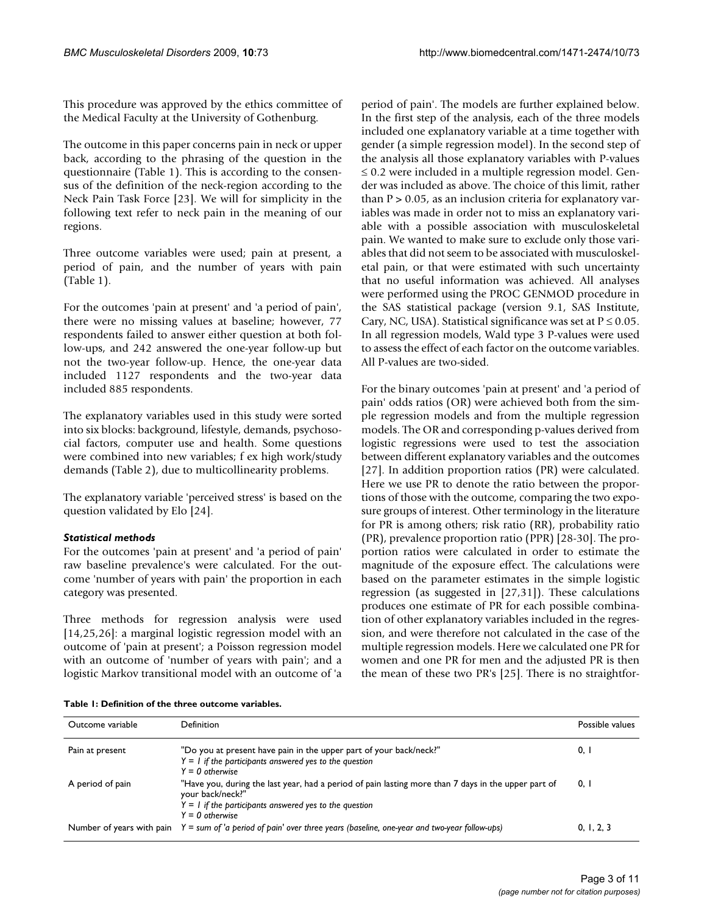This procedure was approved by the ethics committee of the Medical Faculty at the University of Gothenburg.

The outcome in this paper concerns pain in neck or upper back, according to the phrasing of the question in the questionnaire (Table 1). This is according to the consensus of the definition of the neck-region according to the Neck Pain Task Force [23]. We will for simplicity in the following text refer to neck pain in the meaning of our regions.

Three outcome variables were used; pain at present, a period of pain, and the number of years with pain (Table 1).

For the outcomes 'pain at present' and 'a period of pain', there were no missing values at baseline; however, 77 respondents failed to answer either question at both follow-ups, and 242 answered the one-year follow-up but not the two-year follow-up. Hence, the one-year data included 1127 respondents and the two-year data included 885 respondents.

The explanatory variables used in this study were sorted into six blocks: background, lifestyle, demands, psychosocial factors, computer use and health. Some questions were combined into new variables; f ex high work/study demands (Table 2), due to multicollinearity problems.

The explanatory variable 'perceived stress' is based on the question validated by Elo [24].

### *Statistical methods*

For the outcomes 'pain at present' and 'a period of pain' raw baseline prevalence's were calculated. For the outcome 'number of years with pain' the proportion in each category was presented.

Three methods for regression analysis were used [14,25,26]: a marginal logistic regression model with an outcome of 'pain at present'; a Poisson regression model with an outcome of 'number of years with pain'; and a logistic Markov transitional model with an outcome of 'a period of pain'. The models are further explained below. In the first step of the analysis, each of the three models included one explanatory variable at a time together with gender (a simple regression model). In the second step of the analysis all those explanatory variables with P-values $\leq 0.2$ were included in a multiple regression model. Gender was included as above. The choice of this limit, rather than $P > 0.05$, as an inclusion criteria for explanatory variables was made in order not to miss an explanatory variable with a possible association with musculoskeletal pain. We wanted to make sure to exclude only those variables that did not seem to be associated with musculoskeletal pain, or that were estimated with such uncertainty that no useful information was achieved. All analyses were performed using the PROC GENMOD procedure in the SAS statistical package (version 9.1, SAS Institute, Cary, NC, USA). Statistical significance was set at $P \leq 0.05$. In all regression models, Wald type 3 P-values were used to assess the effect of each factor on the outcome variables. All P-values are two-sided.

For the binary outcomes 'pain at present' and 'a period of pain' odds ratios (OR) were achieved both from the simple regression models and from the multiple regression models. The OR and corresponding p-values derived from logistic regressions were used to test the association between different explanatory variables and the outcomes [27]. In addition proportion ratios (PR) were calculated. Here we use PR to denote the ratio between the proportions of those with the outcome, comparing the two exposure groups of interest. Other terminology in the literature for PR is among others; risk ratio (RR), probability ratio (PR), prevalence proportion ratio (PPR) [28-30]. The proportion ratios were calculated in order to estimate the magnitude of the exposure effect. The calculations were based on the parameter estimates in the simple logistic regression (as suggested in [27,31]). These calculations produces one estimate of PR for each possible combination of other explanatory variables included in the regression, and were therefore not calculated in the case of the multiple regression models. Here we calculated one PR for women and one PR for men and the adjusted PR is then the mean of these two PR's [25]. There is no straightfor-

**Table 1: Definition of the three outcome variables.**

| Outcome variable | Definition | Possible values |
|---|---|---|
| Pain at present | "Do you at present have pain in the upper part of your back/neck?"<br>*Y = 1 if the participants answered yes to the question*<br>*Y = 0 otherwise* | 0, 1 |
| A period of pain | "Have you, during the last year, had a period of pain lasting more than 7 days in the upper part of your back/neck?"<br>*Y = 1 if the participants answered yes to the question*<br>*Y = 0 otherwise* | 0, 1 |
| Number of years with pain | *Y = sum of 'a period of pain' over three years (baseline, one-year and two-year follow-ups)* | 0, 1, 2, 3 |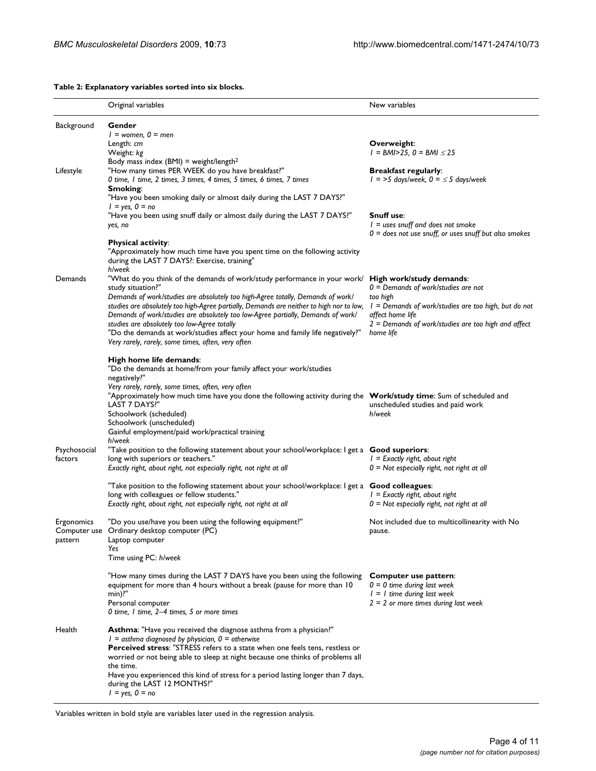**Table 2: Explanatory variables sorted into six blocks.**

| | Original variables | New variables |
|---|---|---|
| Background | **Gender**<br>*1 = women, 0 = men*<br>Length: *cm*<br>Weight: *kg*<br>Body mass index (BMI) = weight/length$^2$ | **Overweight**:<br>*1 = BMI>25, 0 = BMI ≤ 25* |
| Lifestyle | "How many times PER WEEK do you have breakfast?"<br>*0 time, 1 time, 2 times, 3 times, 4 times, 5 times, 6 times, 7 times* | **Breakfast regularly**:<br>*1 = >5 days/week, 0 = ≤ 5 days/week* |
| | **Smoking**:<br>"Have you been smoking daily or almost daily during the LAST 7 DAYS?"<br>*1 = yes, 0 = no* | |
| | "Have you been using snuff daily or almost daily during the LAST 7 DAYS?"<br>*yes, no* | **Snuff use**:<br>*1 = uses snuff and does not smoke*<br>*0 = does not use snuff, or uses snuff but also smokes* |
| | **Physical activity**:<br>"Approximately how much time have you spent time on the following activity during the LAST 7 DAYS?: Exercise, training"<br>*h/week* | |
| Demands | "What do you think of the demands of work/study performance in your work/study situation?"<br>*Demands of work/studies are absolutely too high-Agree totally, Demands of work/studies are absolutely too high-Agree partially, Demands are neither to high nor to low, Demands of work/studies are absolutely too low-Agree partially, Demands of work/studies are absolutely too low-Agree totally*<br>"Do the demands at work/studies affect your home and family life negatively?"<br>*Very rarely, rarely, some times, often, very often* | **High work/study demands**:<br>*0 = Demands of work/studies are not too high*<br>*1 = Demands of work/studies are too high, but do not affect home life*<br>*2 = Demands of work/studies are too high and affect home life* |
| | **High home life demands**:<br>"Do the demands at home/from your family affect your work/studies negatively?"<br>*Very rarely, rarely, some times, often, very often* | |
| | "Approximately how much time have you done the following activity during the LAST 7 DAYS?"<br>Schoolwork (scheduled)<br>Schoolwork (unscheduled)<br>Gainful employment/paid work/practical training<br>*h/week* | **Work/study time**: Sum of scheduled and unscheduled studies and paid work<br>*h/week* |
| Psychosocial factors | "Take position to the following statement about your school/workplace: I get a long with superiors or teachers."<br>*Exactly right, about right, not especially right, not right at all* | **Good superiors**:<br>*1 = Exactly right, about right*<br>*0 = Not especially right, not right at all* |
| | "Take position to the following statement about your school/workplace: I get a long with colleagues or fellow students."<br>*Exactly right, about right, not especially right, not right at all* | **Good colleagues**:<br>*1 = Exactly right, about right*<br>*0 = Not especially right, not right at all* |
| Ergonomics Computer use pattern | "Do you use/have you been using the following equipment?"<br>Ordinary desktop computer (PC)<br>Laptop computer<br>*Yes*<br>Time using PC: *h/week* | Not included due to multicollinearity with No pause. |
| | "How many times during the LAST 7 DAYS have you been using the following equipment for more than 4 hours without a break (pause for more than 10 min)?"<br>Personal computer<br>*0 time, 1 time, 2–4 times, 5 or more times* | **Computer use pattern**:<br>*0 = 0 time during last week*<br>*1 = 1 time during last week*<br>*2 = 2 or more times during last week* |
| Health | **Asthma**: "Have you received the diagnose asthma from a physician?"<br>*1 = asthma diagnosed by physician, 0 = otherwise*<br>**Perceived stress**: "STRESS refers to a state when one feels tens, restless or worried or not being able to sleep at night because one thinks of problems all the time.<br>Have you experienced this kind of stress for a period lasting longer than 7 days, during the LAST 12 MONTHS?"<br>*1 = yes, 0 = no* | |

Variables written in bold style are variables later used in the regression analysis.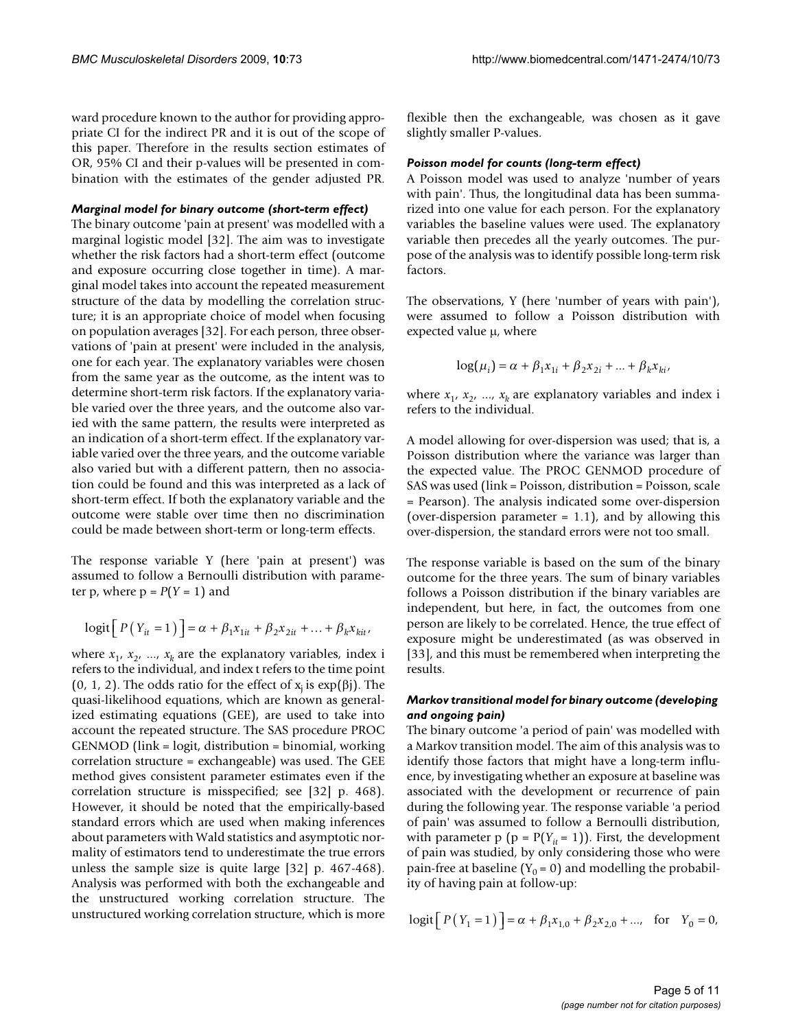ward procedure known to the author for providing appropriate CI for the indirect PR and it is out of the scope of this paper. Therefore in the results section estimates of OR, 95% CI and their p-values will be presented in combination with the estimates of the gender adjusted PR.

### *Marginal model for binary outcome (short-term effect)*

The binary outcome 'pain at present' was modelled with a marginal logistic model [32]. The aim was to investigate whether the risk factors had a short-term effect (outcome and exposure occurring close together in time). A marginal model takes into account the repeated measurement structure of the data by modelling the correlation structure; it is an appropriate choice of model when focusing on population averages [32]. For each person, three observations of 'pain at present' were included in the analysis, one for each year. The explanatory variables were chosen from the same year as the outcome, as the intent was to determine short-term risk factors. If the explanatory variable varied over the three years, and the outcome also varied with the same pattern, the results were interpreted as an indication of a short-term effect. If the explanatory variable varied over the three years, and the outcome variable also varied but with a different pattern, then no association could be found and this was interpreted as a lack of short-term effect. If both the explanatory variable and the outcome were stable over time then no discrimination could be made between short-term or long-term effects.

The response variable Y (here 'pain at present') was assumed to follow a Bernoulli distribution with parameter p, where $p = P(Y = 1)$ and

$$\text{logit}\left[ P\left(Y_{it} = 1\right) \right] = \alpha + \beta_1 x_{1it} + \beta_2 x_{2it} + \ldots + \beta_k x_{kit},$$

where $x_1$, $x_2$, ..., $x_k$ are the explanatory variables, index i refers to the individual, and index t refers to the time point (0, 1, 2). The odds ratio for the effect of $x_j$ is $\exp(\beta j)$. The quasi-likelihood equations, which are known as generalized estimating equations (GEE), are used to take into account the repeated structure. The SAS procedure PROC GENMOD (link = logit, distribution = binomial, working correlation structure = exchangeable) was used. The GEE method gives consistent parameter estimates even if the correlation structure is misspecified; see [32] p. 468). However, it should be noted that the empirically-based standard errors which are used when making inferences about parameters with Wald statistics and asymptotic normality of estimators tend to underestimate the true errors unless the sample size is quite large [32] p. 467-468). Analysis was performed with both the exchangeable and the unstructured working correlation structure. The unstructured working correlation structure, which is more flexible then the exchangeable, was chosen as it gave slightly smaller P-values.

### *Poisson model for counts (long-term effect)*

A Poisson model was used to analyze 'number of years with pain'. Thus, the longitudinal data has been summarized into one value for each person. For the explanatory variables the baseline values were used. The explanatory variable then precedes all the yearly outcomes. The purpose of the analysis was to identify possible long-term risk factors.

The observations, Y (here 'number of years with pain'), were assumed to follow a Poisson distribution with expected value μ, where

$$\log(\mu_i) = \alpha + \beta_1 x_{1i} + \beta_2 x_{2i} + \ldots + \beta_k x_{ki},$$

where $x_1$, $x_2$, ..., $x_k$ are explanatory variables and index i refers to the individual.

A model allowing for over-dispersion was used; that is, a Poisson distribution where the variance was larger than the expected value. The PROC GENMOD procedure of SAS was used (link = Poisson, distribution = Poisson, scale = Pearson). The analysis indicated some over-dispersion (over-dispersion parameter = 1.1), and by allowing this over-dispersion, the standard errors were not too small.

The response variable is based on the sum of the binary outcome for the three years. The sum of binary variables follows a Poisson distribution if the binary variables are independent, but here, in fact, the outcomes from one person are likely to be correlated. Hence, the true effect of exposure might be underestimated (as was observed in [33], and this must be remembered when interpreting the results.

### *Markov transitional model for binary outcome (developing and ongoing pain)*

The binary outcome 'a period of pain' was modelled with a Markov transition model. The aim of this analysis was to identify those factors that might have a long-term influence, by investigating whether an exposure at baseline was associated with the development or recurrence of pain during the following year. The response variable 'a period of pain' was assumed to follow a Bernoulli distribution, with parameter p ($p = P(Y_{it} = 1)$). First, the development of pain was studied, by only considering those who were pain-free at baseline ($Y_0 = 0$) and modelling the probability of having pain at follow-up:

$$\text{logit}\left[ P\left(Y_1 = 1\right) \right] = \alpha + \beta_1 x_{1,0} + \beta_2 x_{2,0} + \ldots, \quad \text{for} \quad Y_0 = 0,$$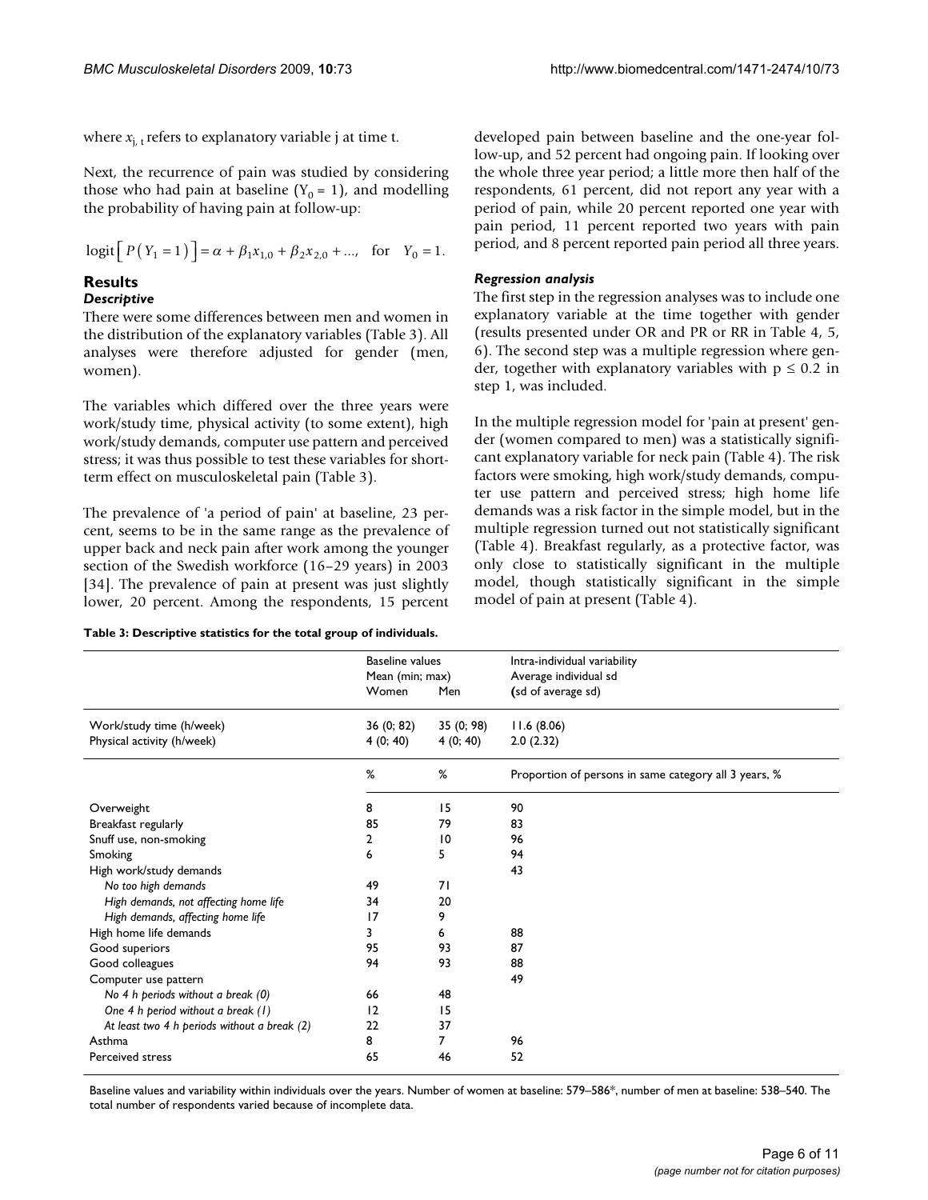where $x_{j,t}$ refers to explanatory variable j at time t.

Next, the recurrence of pain was studied by considering those who had pain at baseline ($Y_0 = 1$), and modelling the probability of having pain at follow-up:

$$\text{logit}\left[ P\left( Y_1 = 1 \right) \right] = \alpha + \beta_1 x_{1,0} + \beta_2 x_{2,0} + ..., \quad \text{for} \quad Y_0 = 1.$$

## Results

### Descriptive

There were some differences between men and women in the distribution of the explanatory variables (Table 3). All analyses were therefore adjusted for gender (men, women).

The variables which differed over the three years were work/study time, physical activity (to some extent), high work/study demands, computer use pattern and perceived stress; it was thus possible to test these variables for short-term effect on musculoskeletal pain (Table 3).

The prevalence of 'a period of pain' at baseline, 23 percent, seems to be in the same range as the prevalence of upper back and neck pain after work among the younger section of the Swedish workforce (16–29 years) in 2003 [34]. The prevalence of pain at present was just slightly lower, 20 percent. Among the respondents, 15 percent developed pain between baseline and the one-year follow-up, and 52 percent had ongoing pain. If looking over the whole three year period; a little more then half of the respondents, 61 percent, did not report any year with a period of pain, while 20 percent reported one year with pain period, 11 percent reported two years with pain period, and 8 percent reported pain period all three years.

### Regression analysis

The first step in the regression analyses was to include one explanatory variable at the time together with gender (results presented under OR and PR or RR in Table 4, 5, 6). The second step was a multiple regression where gender, together with explanatory variables with $p \leq 0.2$ in step 1, was included.

In the multiple regression model for 'pain at present' gender (women compared to men) was a statistically significant explanatory variable for neck pain (Table 4). The risk factors were smoking, high work/study demands, computer use pattern and perceived stress; high home life demands was a risk factor in the simple model, but in the multiple regression turned out not statistically significant (Table 4). Breakfast regularly, as a protective factor, was only close to statistically significant in the multiple model, though statistically significant in the simple model of pain at present (Table 4).

**Table 3: Descriptive statistics for the total group of individuals.**

| | Baseline values Mean (min; max) | | Intra-individual variability Average individual sd |
|---|---|---|---|
| | Women | Men | (sd of average sd) |
| Work/study time (h/week) | 36 (0; 82) | 35 (0; 98) | 11.6 (8.06) |
| Physical activity (h/week) | 4 (0; 40) | 4 (0; 40) | 2.0 (2.32) |
| | % | % | Proportion of persons in same category all 3 years, % |
| Overweight | 8 | 15 | 90 |
| Breakfast regularly | 85 | 79 | 83 |
| Snuff use, non-smoking | 2 | 10 | 96 |
| Smoking | 6 | 5 | 94 |
| High work/study demands | | | 43 |
| *No too high demands* | 49 | 71 | |
| *High demands, not affecting home life* | 34 | 20 | |
| *High demands, affecting home life* | 17 | 9 | |
| High home life demands | 3 | 6 | 88 |
| Good superiors | 95 | 93 | 87 |
| Good colleagues | 94 | 93 | 88 |
| Computer use pattern | | | 49 |
| *No 4 h periods without a break (0)* | 66 | 48 | |
| *One 4 h period without a break (1)* | 12 | 15 | |
| *At least two 4 h periods without a break (2)* | 22 | 37 | |
| Asthma | 8 | 7 | 96 |
| Perceived stress | 65 | 46 | 52 |

Baseline values and variability within individuals over the years. Number of women at baseline: 579–586*, number of men at baseline: 538–540. The total number of respondents varied because of incomplete data.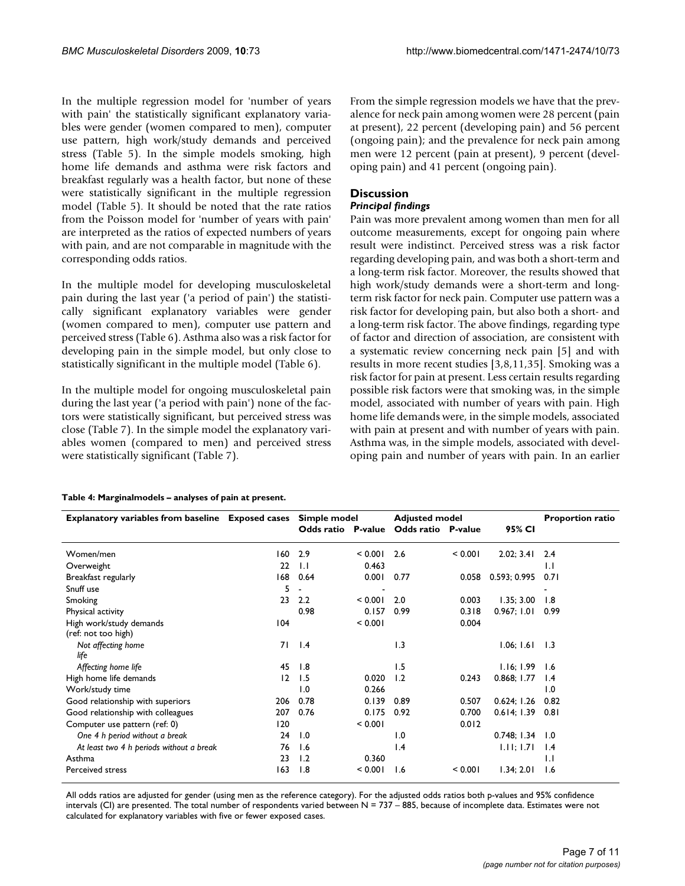In the multiple regression model for 'number of years with pain' the statistically significant explanatory variables were gender (women compared to men), computer use pattern, high work/study demands and perceived stress (Table 5). In the simple models smoking, high home life demands and asthma were risk factors and breakfast regularly was a health factor, but none of these were statistically significant in the multiple regression model (Table 5). It should be noted that the rate ratios from the Poisson model for 'number of years with pain' are interpreted as the ratios of expected numbers of years with pain, and are not comparable in magnitude with the corresponding odds ratios.

In the multiple model for developing musculoskeletal pain during the last year ('a period of pain') the statistically significant explanatory variables were gender (women compared to men), computer use pattern and perceived stress (Table 6). Asthma also was a risk factor for developing pain in the simple model, but only close to statistically significant in the multiple model (Table 6).

In the multiple model for ongoing musculoskeletal pain during the last year ('a period with pain') none of the factors were statistically significant, but perceived stress was close (Table 7). In the simple model the explanatory variables women (compared to men) and perceived stress were statistically significant (Table 7).

From the simple regression models we have that the prevalence for neck pain among women were 28 percent (pain at present), 22 percent (developing pain) and 56 percent (ongoing pain); and the prevalence for neck pain among men were 12 percent (pain at present), 9 percent (developing pain) and 41 percent (ongoing pain).

## Discussion

### *Principal findings*

Pain was more prevalent among women than men for all outcome measurements, except for ongoing pain where result were indistinct. Perceived stress was a risk factor regarding developing pain, and was both a short-term and a long-term risk factor. Moreover, the results showed that high work/study demands were a short-term and long-term risk factor for neck pain. Computer use pattern was a risk factor for developing pain, but also both a short- and a long-term risk factor. The above findings, regarding type of factor and direction of association, are consistent with a systematic review concerning neck pain [5] and with results in more recent studies [3,8,11,35]. Smoking was a risk factor for pain at present. Less certain results regarding possible risk factors were that smoking was, in the simple model, associated with number of years with pain. High home life demands were, in the simple models, associated with pain at present and with number of years with pain. Asthma was, in the simple models, associated with developing pain and number of years with pain. In an earlier

**Table 4: Marginalmodels – analyses of pain at present.**

| Explanatory variables from baseline | Exposed cases | Simple model | | Adjusted model | | | Proportion ratio |
|---|---|---|---|---|---|---|---|
| | | Odds ratio | P-value | Odds ratio | P-value | 95% CI | |
| Women/men | 160 | 2.9 | < 0.001 | 2.6 | < 0.001 | 2.02; 3.41 | 2.4 |
| Overweight | 22 | 1.1 | 0.463 | | | | 1.1 |
| Breakfast regularly | 168 | 0.64 | 0.001 | 0.77 | 0.058 | 0.593; 0.995 | 0.71 |
| Snuff use | 5 | - | - | | | | - |
| Smoking | 23 | 2.2 | < 0.001 | 2.0 | 0.003 | 1.35; 3.00 | 1.8 |
| Physical activity | | 0.98 | 0.157 | 0.99 | 0.318 | 0.967; 1.01 | 0.99 |
| High work/study demands (ref: not too high) | 104 | | < 0.001 | | 0.004 | | |
| *Not affecting home life* | 71 | 1.4 | | 1.3 | | 1.06; 1.61 | 1.3 |
| *Affecting home life* | 45 | 1.8 | | 1.5 | | 1.16; 1.99 | 1.6 |
| High home life demands | 12 | 1.5 | 0.020 | 1.2 | 0.243 | 0.868; 1.77 | 1.4 |
| Work/study time | | 1.0 | 0.266 | | | | 1.0 |
| Good relationship with superiors | 206 | 0.78 | 0.139 | 0.89 | 0.507 | 0.624; 1.26 | 0.82 |
| Good relationship with colleagues | 207 | 0.76 | 0.175 | 0.92 | 0.700 | 0.614; 1.39 | 0.81 |
| Computer use pattern (ref: 0) | 120 | | < 0.001 | | 0.012 | | |
| *One 4 h period without a break* | 24 | 1.0 | | 1.0 | | 0.748; 1.34 | 1.0 |
| *At least two 4 h periods without a break* | 76 | 1.6 | | 1.4 | | 1.11; 1.71 | 1.4 |
| Asthma | 23 | 1.2 | 0.360 | | | | 1.1 |
| Perceived stress | 163 | 1.8 | < 0.001 | 1.6 | < 0.001 | 1.34; 2.01 | 1.6 |

All odds ratios are adjusted for gender (using men as the reference category). For the adjusted odds ratios both p-values and 95% confidence intervals (CI) are presented. The total number of respondents varied between N = 737 – 885, because of incomplete data. Estimates were not calculated for explanatory variables with five or fewer exposed cases.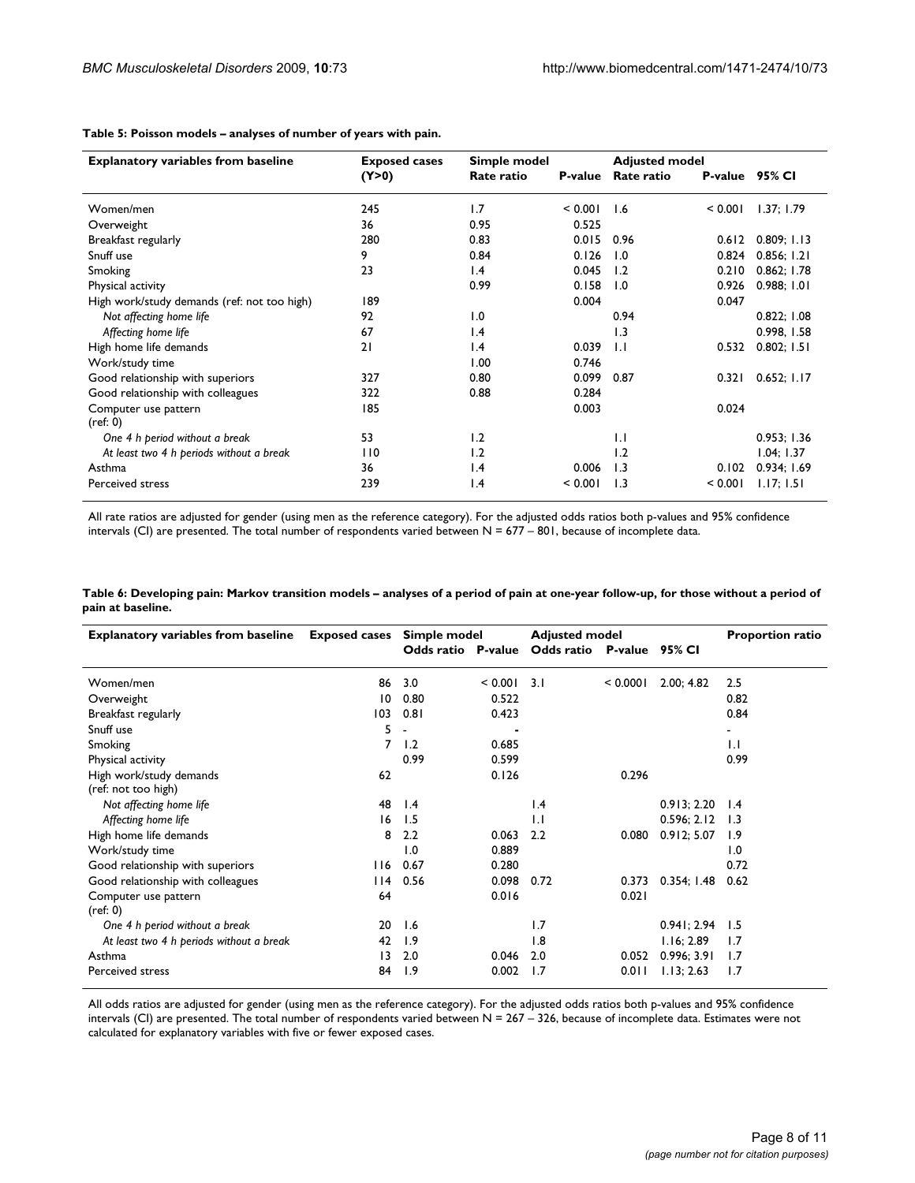**Table 5: Poisson models – analyses of number of years with pain.**

| Explanatory variables from baseline | Exposed cases (Y>0) | Simple model | | Adjusted model | | |
|---|---|---|---|---|---|---|
| | | Rate ratio | P-value | Rate ratio | P-value | 95% CI |
| Women/men | 245 | 1.7 | < 0.001 | 1.6 | < 0.001 | 1.37; 1.79 |
| Overweight | 36 | 0.95 | 0.525 | | | |
| Breakfast regularly | 280 | 0.83 | 0.015 | 0.96 | 0.612 | 0.809; 1.13 |
| Snuff use | 9 | 0.84 | 0.126 | 1.0 | 0.824 | 0.856; 1.21 |
| Smoking | 23 | 1.4 | 0.045 | 1.2 | 0.210 | 0.862; 1.78 |
| Physical activity | | 0.99 | 0.158 | 1.0 | 0.926 | 0.988; 1.01 |
| High work/study demands (ref: not too high) | 189 | | 0.004 | | 0.047 | |
| *Not affecting home life* | 92 | 1.0 | | 0.94 | | 0.822; 1.08 |
| *Affecting home life* | 67 | 1.4 | | 1.3 | | 0.998, 1.58 |
| High home life demands | 21 | 1.4 | 0.039 | 1.1 | 0.532 | 0.802; 1.51 |
| Work/study time | | 1.00 | 0.746 | | | |
| Good relationship with superiors | 327 | 0.80 | 0.099 | 0.87 | 0.321 | 0.652; 1.17 |
| Good relationship with colleagues | 322 | 0.88 | 0.284 | | | |
| Computer use pattern (ref: 0) | 185 | | 0.003 | | 0.024 | |
| *One 4 h period without a break* | 53 | 1.2 | | 1.1 | | 0.953; 1.36 |
| *At least two 4 h periods without a break* | 110 | 1.2 | | 1.2 | | 1.04; 1.37 |
| Asthma | 36 | 1.4 | 0.006 | 1.3 | 0.102 | 0.934; 1.69 |
| Perceived stress | 239 | 1.4 | < 0.001 | 1.3 | < 0.001 | 1.17; 1.51 |

All rate ratios are adjusted for gender (using men as the reference category). For the adjusted odds ratios both p-values and 95% confidence intervals (CI) are presented. The total number of respondents varied between N = 677 – 801, because of incomplete data.

**Table 6: Developing pain: Markov transition models – analyses of a period of pain at one-year follow-up, for those without a period of pain at baseline.**

| Explanatory variables from baseline | Exposed cases | Simple model | | Adjusted model | | | Proportion ratio |
|---|---|---|---|---|---|---|---|
| | | Odds ratio | P-value | Odds ratio | P-value | 95% CI | |
| Women/men | 86 | 3.0 | < 0.001 | 3.1 | < 0.0001 | 2.00; 4.82 | 2.5 |
| Overweight | 10 | 0.80 | 0.522 | | | | 0.82 |
| Breakfast regularly | 103 | 0.81 | 0.423 | | | | 0.84 |
| Snuff use | 5 | - | - | | | | - |
| Smoking | 7 | 1.2 | 0.685 | | | | 1.1 |
| Physical activity | | 0.99 | 0.599 | | | | 0.99 |
| High work/study demands (ref: not too high) | 62 | | 0.126 | | 0.296 | | |
| *Not affecting home life* | 48 | 1.4 | | 1.4 | | 0.913; 2.20 | 1.4 |
| *Affecting home life* | 16 | 1.5 | | 1.1 | | 0.596; 2.12 | 1.3 |
| High home life demands | 8 | 2.2 | 0.063 | 2.2 | 0.080 | 0.912; 5.07 | 1.9 |
| Work/study time | | 1.0 | 0.889 | | | | 1.0 |
| Good relationship with superiors | 116 | 0.67 | 0.280 | | | | 0.72 |
| Good relationship with colleagues | 114 | 0.56 | 0.098 | 0.72 | 0.373 | 0.354; 1.48 | 0.62 |
| Computer use pattern (ref: 0) | 64 | | 0.016 | | 0.021 | | |
| *One 4 h period without a break* | 20 | 1.6 | | 1.7 | | 0.941; 2.94 | 1.5 |
| *At least two 4 h periods without a break* | 42 | 1.9 | | 1.8 | | 1.16; 2.89 | 1.7 |
| Asthma | 13 | 2.0 | 0.046 | 2.0 | 0.052 | 0.996; 3.91 | 1.7 |
| Perceived stress | 84 | 1.9 | 0.002 | 1.7 | 0.011 | 1.13; 2.63 | 1.7 |

All odds ratios are adjusted for gender (using men as the reference category). For the adjusted odds ratios both p-values and 95% confidence intervals (CI) are presented. The total number of respondents varied between N = 267 – 326, because of incomplete data. Estimates were not calculated for explanatory variables with five or fewer exposed cases.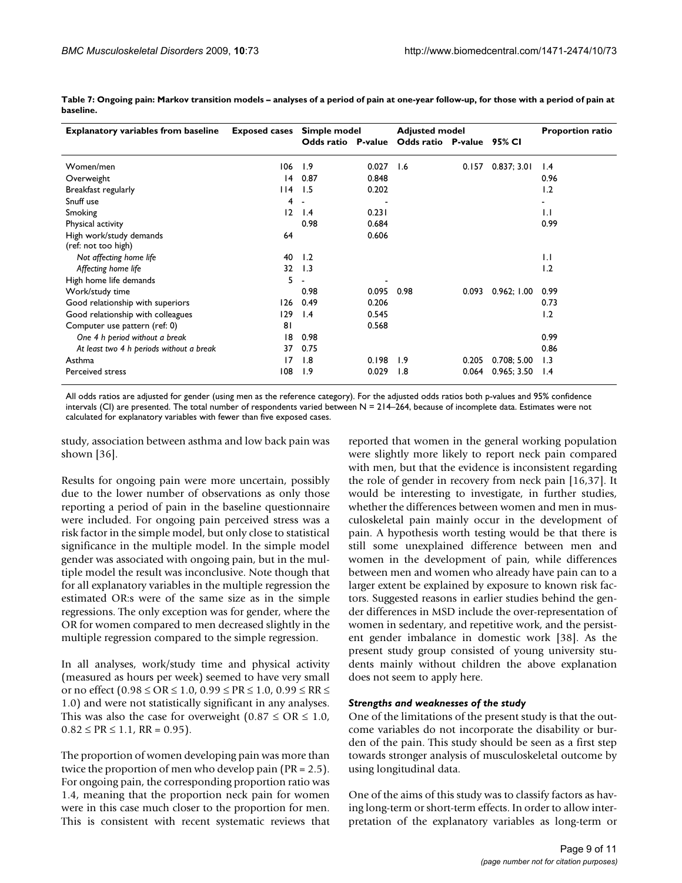**Table 7: Ongoing pain: Markov transition models – analyses of a period of pain at one-year follow-up, for those with a period of pain at baseline.**

| Explanatory variables from baseline | Exposed cases | Simple model | | Adjusted model | | | Proportion ratio |
|---|---|---|---|---|---|---|---|
| | | Odds ratio | P-value | Odds ratio | P-value | 95% CI | |
| Women/men | 106 | 1.9 | 0.027 | 1.6 | 0.157 | 0.837; 3.01 | 1.4 |
| Overweight | 14 | 0.87 | 0.848 | | | | 0.96 |
| Breakfast regularly | 114 | 1.5 | 0.202 | | | | 1.2 |
| Snuff use | 4 | - | - | | | | - |
| Smoking | 12 | 1.4 | 0.231 | | | | 1.1 |
| Physical activity | | 0.98 | 0.684 | | | | 0.99 |
| High work/study demands (ref: not too high) | 64 | | 0.606 | | | | |
| *Not affecting home life* | 40 | 1.2 | | | | | 1.1 |
| *Affecting home life* | 32 | 1.3 | | | | | 1.2 |
| High home life demands | 5 | - | - | | | | |
| Work/study time | | 0.98 | 0.095 | 0.98 | 0.093 | 0.962; 1.00 | 0.99 |
| Good relationship with superiors | 126 | 0.49 | 0.206 | | | | 0.73 |
| Good relationship with colleagues | 129 | 1.4 | 0.545 | | | | 1.2 |
| Computer use pattern (ref: 0) | 81 | | 0.568 | | | | |
| *One 4 h period without a break* | 18 | 0.98 | | | | | 0.99 |
| *At least two 4 h periods without a break* | 37 | 0.75 | | | | | 0.86 |
| Asthma | 17 | 1.8 | 0.198 | 1.9 | 0.205 | 0.708; 5.00 | 1.3 |
| Perceived stress | 108 | 1.9 | 0.029 | 1.8 | 0.064 | 0.965; 3.50 | 1.4 |

All odds ratios are adjusted for gender (using men as the reference category). For the adjusted odds ratios both p-values and 95% confidence intervals (CI) are presented. The total number of respondents varied between N = 214–264, because of incomplete data. Estimates were not calculated for explanatory variables with fewer than five exposed cases.

study, association between asthma and low back pain was shown [36].

Results for ongoing pain were more uncertain, possibly due to the lower number of observations as only those reporting a period of pain in the baseline questionnaire were included. For ongoing pain perceived stress was a risk factor in the simple model, but only close to statistical significance in the multiple model. In the simple model gender was associated with ongoing pain, but in the multiple model the result was inconclusive. Note though that for all explanatory variables in the multiple regression the estimated OR:s were of the same size as in the simple regressions. The only exception was for gender, where the OR for women compared to men decreased slightly in the multiple regression compared to the simple regression.

In all analyses, work/study time and physical activity (measured as hours per week) seemed to have very small or no effect ($0.98 \leq OR \leq 1.0$, $0.99 \leq PR \leq 1.0$, $0.99 \leq RR \leq 1.0$) and were not statistically significant in any analyses. This was also the case for overweight ($0.87 \leq OR \leq 1.0$, $0.82 \leq PR \leq 1.1$, $RR = 0.95$).

The proportion of women developing pain was more than twice the proportion of men who develop pain (PR = 2.5). For ongoing pain, the corresponding proportion ratio was 1.4, meaning that the proportion neck pain for women were in this case much closer to the proportion for men. This is consistent with recent systematic reviews that reported that women in the general working population were slightly more likely to report neck pain compared with men, but that the evidence is inconsistent regarding the role of gender in recovery from neck pain [16,37]. It would be interesting to investigate, in further studies, whether the differences between women and men in musculoskeletal pain mainly occur in the development of pain. A hypothesis worth testing would be that there is still some unexplained difference between men and women in the development of pain, while differences between men and women who already have pain can to a larger extent be explained by exposure to known risk factors. Suggested reasons in earlier studies behind the gender differences in MSD include the over-representation of women in sedentary, and repetitive work, and the persistent gender imbalance in domestic work [38]. As the present study group consisted of young university students mainly without children the above explanation does not seem to apply here.

### *Strengths and weaknesses of the study*

One of the limitations of the present study is that the outcome variables do not incorporate the disability or burden of the pain. This study should be seen as a first step towards stronger analysis of musculoskeletal outcome by using longitudinal data.

One of the aims of this study was to classify factors as having long-term or short-term effects. In order to allow interpretation of the explanatory variables as long-term or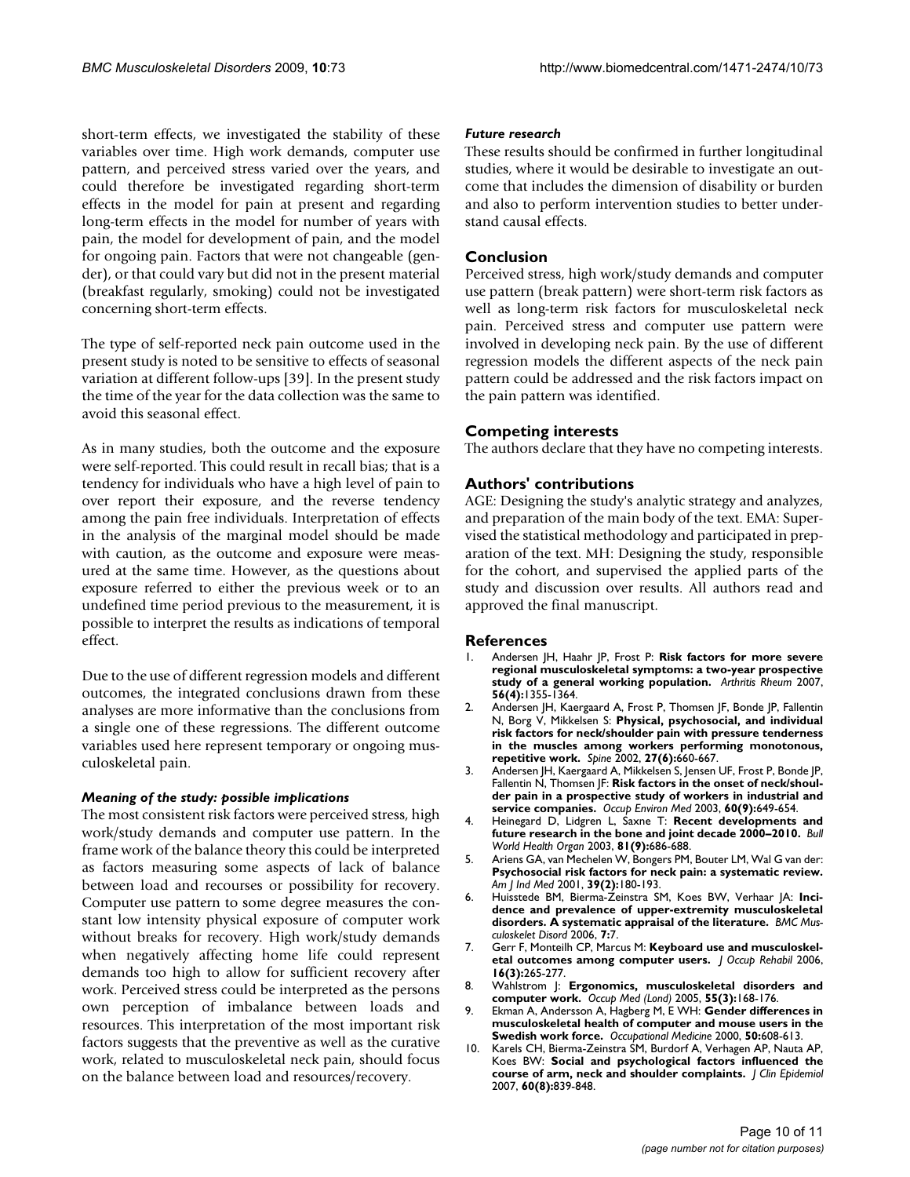short-term effects, we investigated the stability of these variables over time. High work demands, computer use pattern, and perceived stress varied over the years, and could therefore be investigated regarding short-term effects in the model for pain at present and regarding long-term effects in the model for number of years with pain, the model for development of pain, and the model for ongoing pain. Factors that were not changeable (gender), or that could vary but did not in the present material (breakfast regularly, smoking) could not be investigated concerning short-term effects.

The type of self-reported neck pain outcome used in the present study is noted to be sensitive to effects of seasonal variation at different follow-ups [39]. In the present study the time of the year for the data collection was the same to avoid this seasonal effect.

As in many studies, both the outcome and the exposure were self-reported. This could result in recall bias; that is a tendency for individuals who have a high level of pain to over report their exposure, and the reverse tendency among the pain free individuals. Interpretation of effects in the analysis of the marginal model should be made with caution, as the outcome and exposure were measured at the same time. However, as the questions about exposure referred to either the previous week or to an undefined time period previous to the measurement, it is possible to interpret the results as indications of temporal effect.

Due to the use of different regression models and different outcomes, the integrated conclusions drawn from these analyses are more informative than the conclusions from a single one of these regressions. The different outcome variables used here represent temporary or ongoing musculoskeletal pain.

#### *Meaning of the study: possible implications*

The most consistent risk factors were perceived stress, high work/study demands and computer use pattern. In the frame work of the balance theory this could be interpreted as factors measuring some aspects of lack of balance between load and recourses or possibility for recovery. Computer use pattern to some degree measures the constant low intensity physical exposure of computer work without breaks for recovery. High work/study demands when negatively affecting home life could represent demands too high to allow for sufficient recovery after work. Perceived stress could be interpreted as the persons own perception of imbalance between loads and resources. This interpretation of the most important risk factors suggests that the preventive as well as the curative work, related to musculoskeletal neck pain, should focus on the balance between load and resources/recovery.

#### *Future research*

These results should be confirmed in further longitudinal studies, where it would be desirable to investigate an outcome that includes the dimension of disability or burden and also to perform intervention studies to better understand causal effects.

## Conclusion

Perceived stress, high work/study demands and computer use pattern (break pattern) were short-term risk factors as well as long-term risk factors for musculoskeletal neck pain. Perceived stress and computer use pattern were involved in developing neck pain. By the use of different regression models the different aspects of the neck pain pattern could be addressed and the risk factors impact on the pain pattern was identified.

## Competing interests

The authors declare that they have no competing interests.

## Authors' contributions

AGE: Designing the study's analytic strategy and analyzes, and preparation of the main body of the text. EMA: Supervised the statistical methodology and participated in preparation of the text. MH: Designing the study, responsible for the cohort, and supervised the applied parts of the study and discussion over results. All authors read and approved the final manuscript.

## References

1. Andersen JH, Haahr JP, Frost P: **Risk factors for more severe regional musculoskeletal symptoms: a two-year prospective study of a general working population.** *Arthritis Rheum* 2007, **56(4):**1355-1364.
2. Andersen JH, Kaergaard A, Frost P, Thomsen JF, Bonde JP, Fallentin N, Borg V, Mikkelsen S: **Physical, psychosocial, and individual risk factors for neck/shoulder pain with pressure tenderness in the muscles among workers performing monotonous, repetitive work.** *Spine* 2002, **27(6):**660-667.
3. Andersen JH, Kaergaard A, Mikkelsen S, Jensen UF, Frost P, Bonde JP, Fallentin N, Thomsen JF: **Risk factors in the onset of neck/shoulder pain in a prospective study of workers in industrial and service companies.** *Occup Environ Med* 2003, **60(9):**649-654.
4. Heinegard D, Lidgren L, Saxne T: **Recent developments and future research in the bone and joint decade 2000–2010.** *Bull World Health Organ* 2003, **81(9):**686-688.
5. Ariens GA, van Mechelen W, Bongers PM, Bouter LM, Wal G van der: **Psychosocial risk factors for neck pain: a systematic review.** *Am J Ind Med* 2001, **39(2):**180-193.
6. Huisstede BM, Bierma-Zeinstra SM, Koes BW, Verhaar JA: **Incidence and prevalence of upper-extremity musculoskeletal disorders. A systematic appraisal of the literature.** *BMC Musculoskelet Disord* 2006, **7:**7.
7. Gerr F, Monteilh CP, Marcus M: **Keyboard use and musculoskeletal outcomes among computer users.** *J Occup Rehabil* 2006, **16(3):**265-277.
8. Wahlstrom J: **Ergonomics, musculoskeletal disorders and computer work.** *Occup Med (Lond)* 2005, **55(3):**168-176.
9. Ekman A, Andersson A, Hagberg M, E WH: **Gender differences in musculoskeletal health of computer and mouse users in the Swedish work force.** *Occupational Medicine* 2000, **50:**608-613.
10. Karels CH, Bierma-Zeinstra SM, Burdorf A, Verhagen AP, Nauta AP, Koes BW: **Social and psychological factors influenced the course of arm, neck and shoulder complaints.** *J Clin Epidemiol* 2007, **60(8):**839-848.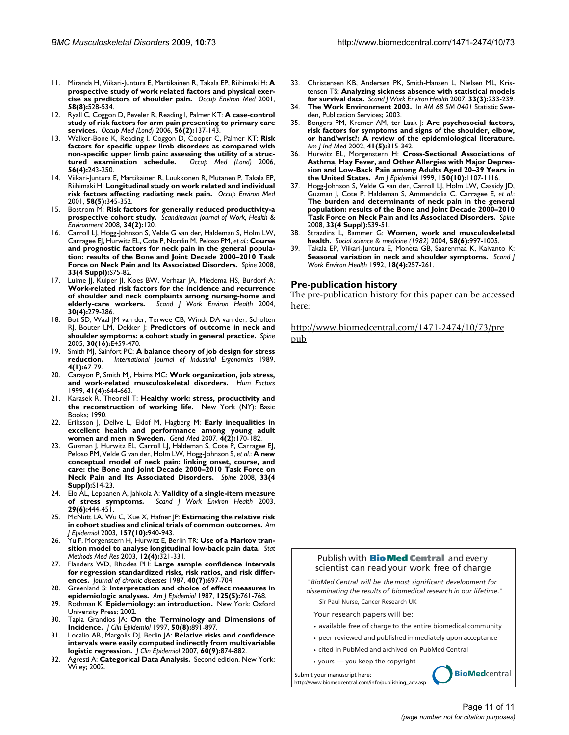11. Miranda H, Viikari-Juntura E, Martikainen R, Takala EP, Riihimaki H: **A prospective study of work related factors and physical exercise as predictors of shoulder pain.** *Occup Environ Med* 2001, **58(8):**528-534.
12. Ryall C, Coggon D, Peveler R, Reading I, Palmer KT: **A case-control study of risk factors for arm pain presenting to primary care services.** *Occup Med (Lond)* 2006, **56(2):**137-143.
13. Walker-Bone K, Reading I, Coggon D, Cooper C, Palmer KT: **Risk factors for specific upper limb disorders as compared with non-specific upper limb pain: assessing the utility of a structured examination schedule.** *Occup Med (Lond)* 2006, **56(4):**243-250.
14. Viikari-Juntura E, Martikainen R, Luukkonen R, Mutanen P, Takala EP, Riihimaki H: **Longitudinal study on work related and individual risk factors affecting radiating neck pain.** *Occup Environ Med* 2001, **58(5):**345-352.
15. Bostrom M: **Risk factors for generally reduced productivity-a prospective cohort study.** *Scandinavian Journal of Work, Health & Environment* 2008, **34(2):**120.
16. Carroll LJ, Hogg-Johnson S, Velde G van der, Haldeman S, Holm LW, Carragee EJ, Hurwitz EL, Cote P, Nordin M, Peloso PM, *et al.*: **Course and prognostic factors for neck pain in the general population: results of the Bone and Joint Decade 2000–2010 Task Force on Neck Pain and Its Associated Disorders.** *Spine* 2008, **33(4 Suppl):**S75-82.
17. Luime JJ, Kuiper JI, Koes BW, Verhaar JA, Miedema HS, Burdorf A: **Work-related risk factors for the incidence and recurrence of shoulder and neck complaints among nursing-home and elderly-care workers.** *Scand J Work Environ Health* 2004, **30(4):**279-286.
18. Bot SD, Waal JM van der, Terwee CB, Windt DA van der, Scholten RJ, Bouter LM, Dekker J: **Predictors of outcome in neck and shoulder symptoms: a cohort study in general practice.** *Spine* 2005, **30(16):**E459-470.
19. Smith MJ, Sainfort PC: **A balance theory of job design for stress reduction.** *International Journal of Industrial Ergonomics* 1989, **4(1):**67-79.
20. Carayon P, Smith MJ, Haims MC: **Work organization, job stress, and work-related musculoskeletal disorders.** *Hum Factors* 1999, **41(4):**644-663.
21. Karasek R, Theorell T: **Healthy work: stress, productivity and the reconstruction of working life.** New York (NY): Basic Books; 1990.
22. Eriksson J, Dellve L, Eklof M, Hagberg M: **Early inequalities in excellent health and performance among young adult women and men in Sweden.** *Gend Med* 2007, **4(2):**170-182.
23. Guzman J, Hurwitz EL, Carroll LJ, Haldeman S, Cote P, Carragee EJ, Peloso PM, Velde G van der, Holm LW, Hogg-Johnson S, *et al.*: **A new conceptual model of neck pain: linking onset, course, and care: the Bone and Joint Decade 2000–2010 Task Force on Neck Pain and Its Associated Disorders.** *Spine* 2008, **33(4 Suppl):**S14-23.
24. Elo AL, Leppanen A, Jahkola A: **Validity of a single-item measure of stress symptoms.** *Scand J Work Environ Health* 2003, **29(6):**444-451.
25. McNutt LA, Wu C, Xue X, Hafner JP: **Estimating the relative risk in cohort studies and clinical trials of common outcomes.** *Am J Epidemiol* 2003, **157(10):**940-943.
26. Yu F, Morgenstern H, Hurwitz E, Berlin TR: **Use of a Markov transition model to analyse longitudinal low-back pain data.** *Stat Methods Med Res* 2003, **12(4):**321-331.
27. Flanders WD, Rhodes PH: **Large sample confidence intervals for regression standardized risks, risk ratios, and risk differences.** *Journal of chronic diseases* 1987, **40(7):**697-704.
28. Greenland S: **Interpretation and choice of effect measures in epidemiologic analyses.** *Am J Epidemiol* 1987, **125(5):**761-768.
29. Rothman K: **Epidemiology: an introduction.** New York: Oxford University Press; 2002.
30. Tapia Grandios JA: **On the Terminology and Dimensions of Incidence.** *J Clin Epidemiol* 1997, **50(8):**891-897.
31. Localio AR, Margolis DJ, Berlin JA: **Relative risks and confidence intervals were easily computed indirectly from multivariable logistic regression.** *J Clin Epidemiol* 2007, **60(9):**874-882.
32. Agresti A: **Categorical Data Analysis.** Second edition. New York: Wiley; 2002.
33. Christensen KB, Andersen PK, Smith-Hansen L, Nielsen ML, Kristensen TS: **Analyzing sickness absence with statistical models for survival data.** *Scand J Work Environ Health* 2007, **33(3):**233-239.
34. **The Work Environment 2003.** In *AM 68 SM 0401* Statistic Sweden, Publication Services; 2003.
35. Bongers PM, Kremer AM, ter Laak J: **Are psychosocial factors, risk factors for symptoms and signs of the shoulder, elbow, or hand/wrist?: A review of the epidemiological literature.** *Am J Ind Med* 2002, **41(5):**315-342.
36. Hurwitz EL, Morgenstern H: **Cross-Sectional Associations of Asthma, Hay Fever, and Other Allergies with Major Depression and Low-Back Pain among Adults Aged 20–39 Years in the United States.** *Am J Epidemiol* 1999, **150(10):**1107-1116.
37. Hogg-Johnson S, Velde G van der, Carroll LJ, Holm LW, Cassidy JD, Guzman J, Cote P, Haldeman S, Ammendolia C, Carragee E, *et al.*: **The burden and determinants of neck pain in the general population: results of the Bone and Joint Decade 2000–2010 Task Force on Neck Pain and Its Associated Disorders.** *Spine* 2008, **33(4 Suppl):**S39-51.
38. Strazdins L, Bammer G: **Women, work and musculoskeletal health.** *Social science & medicine (1982)* 2004, **58(6):**997-1005.
39. Takala EP, Viikari-Juntura E, Moneta GB, Saarenmaa K, Kaivanto K: **Seasonal variation in neck and shoulder symptoms.** *Scand J Work Environ Health* 1992, **18(4):**257-261.

## Pre-publication history

The pre-publication history for this paper can be accessed here:

http://www.biomedcentral.com/1471-2474/10/73/prepub

Publish with **BioMed Central** and every scientist can read your work free of charge

*"BioMed Central will be the most significant development for disseminating the results of biomedical research in our lifetime."*
Sir Paul Nurse, Cancer Research UK

Your research papers will be:

- available free of charge to the entire biomedical community
- peer reviewed and published immediately upon acceptance
- cited in PubMed and archived on PubMed Central
- yours — you keep the copyright

Submit your manuscript here:
http://www.biomedcentral.com/info/publishing_adv.asp

BioMedcentral